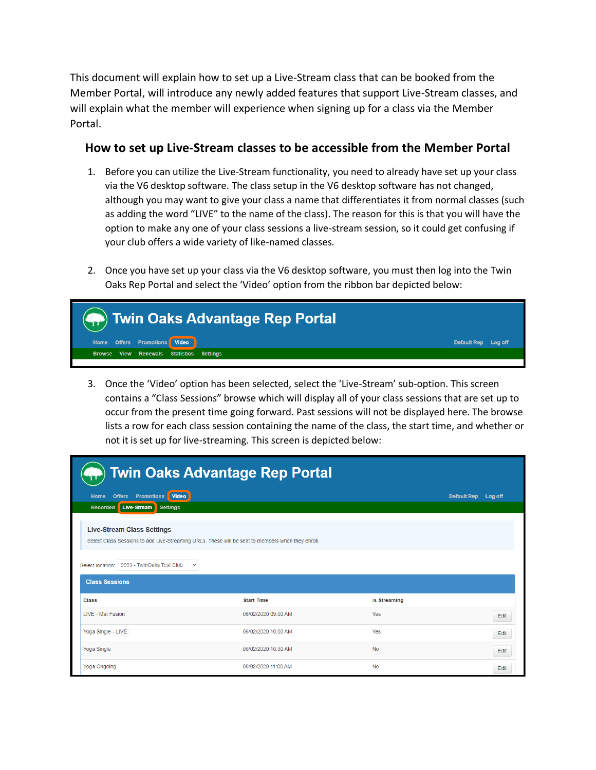This document will explain how to set up a Live-Stream class that can be booked from the Member Portal, will introduce any newly added features that support Live-Stream classes, and will explain what the member will experience when signing up for a class via the Member Portal.

## How to set up Live-Stream classes to be accessible from the Member Portal

1. Before you can utilize the Live-Stream functionality, you need to already have set up your class via the V6 desktop software. The class setup in the V6 desktop software has not changed, although you may want to give your class a name that differentiates it from normal classes (such as adding the word "LIVE" to the name of the class). The reason for this is that you will have the option to make any one of your class sessions a live-stream session, so it could get confusing if your club offers a wide variety of like-named classes.

2. Once you have set up your class via the V6 desktop software, you must then log into the Twin Oaks Rep Portal and select the 'Video' option from the ribbon bar depicted below:

**Twin Oaks Advantage Rep Portal**

Home | Offers | Promotions | **Video** | Default Rep | Log off

Browse | View | Renewals | Statistics | Settings

3. Once the 'Video' option has been selected, select the 'Live-Stream' sub-option. This screen contains a "Class Sessions" browse which will display all of your class sessions that are set up to occur from the present time going forward. Past sessions will not be displayed here. The browse lists a row for each class session containing the name of the class, the start time, and whether or not it is set up for live-streaming. This screen is depicted below:

**Twin Oaks Advantage Rep Portal**

Home | Offers | Promotions | **Video** | Default Rep | Log off

Recorded | **Live-Stream** | Settings

**Live-Stream Class Settings**

Select Class Sessions to add Live-Streaming URLs. These will be sent to members when they enroll.

Select location: 9993 - TwinOaks Test Club

**Class Sessions**

| Class | Start Time | Is Streaming | |
|---|---|---|---|
| LIVE - Mat Fusion | 06/02/2020 09:00 AM | Yes | Edit |
| Yoga Single - LIVE | 06/02/2020 10:00 AM | Yes | Edit |
| Yoga Single | 06/02/2020 10:30 AM | No | Edit |
| Yoga Ongoing | 06/02/2020 11:00 AM | No | Edit |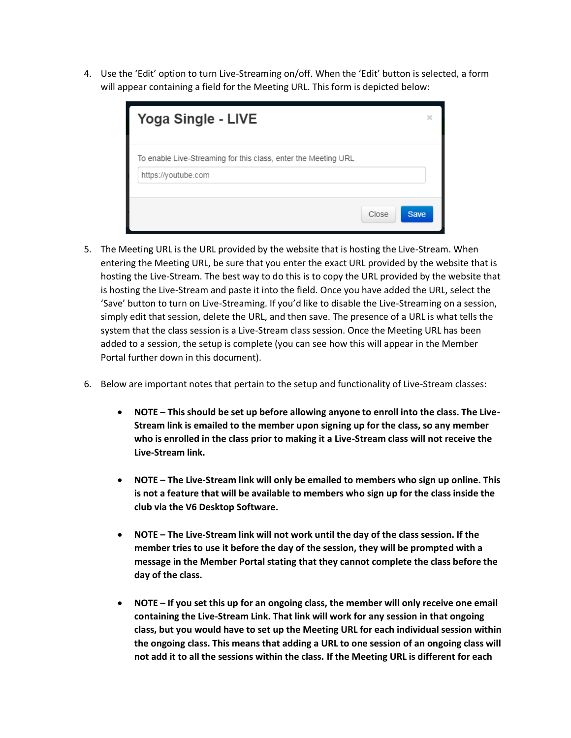4. Use the 'Edit' option to turn Live-Streaming on/off. When the 'Edit' button is selected, a form will appear containing a field for the Meeting URL. This form is depicted below:

5. The Meeting URL is the URL provided by the website that is hosting the Live-Stream. When entering the Meeting URL, be sure that you enter the exact URL provided by the website that is hosting the Live-Stream. The best way to do this is to copy the URL provided by the website that is hosting the Live-Stream and paste it into the field. Once you have added the URL, select the 'Save' button to turn on Live-Streaming. If you'd like to disable the Live-Streaming on a session, simply edit that session, delete the URL, and then save. The presence of a URL is what tells the system that the class session is a Live-Stream class session. Once the Meeting URL has been added to a session, the setup is complete (you can see how this will appear in the Member Portal further down in this document).

6. Below are important notes that pertain to the setup and functionality of Live-Stream classes:

   - **NOTE – This should be set up before allowing anyone to enroll into the class. The Live-Stream link is emailed to the member upon signing up for the class, so any member who is enrolled in the class prior to making it a Live-Stream class will not receive the Live-Stream link.**

   - **NOTE – The Live-Stream link will only be emailed to members who sign up online. This is not a feature that will be available to members who sign up for the class inside the club via the V6 Desktop Software.**

   - **NOTE – The Live-Stream link will not work until the day of the class session. If the member tries to use it before the day of the session, they will be prompted with a message in the Member Portal stating that they cannot complete the class before the day of the class.**

   - **NOTE – If you set this up for an ongoing class, the member will only receive one email containing the Live-Stream Link. That link will work for any session in that ongoing class, but you would have to set up the Meeting URL for each individual session within the ongoing class. This means that adding a URL to one session of an ongoing class will not add it to all the sessions within the class. If the Meeting URL is different for each**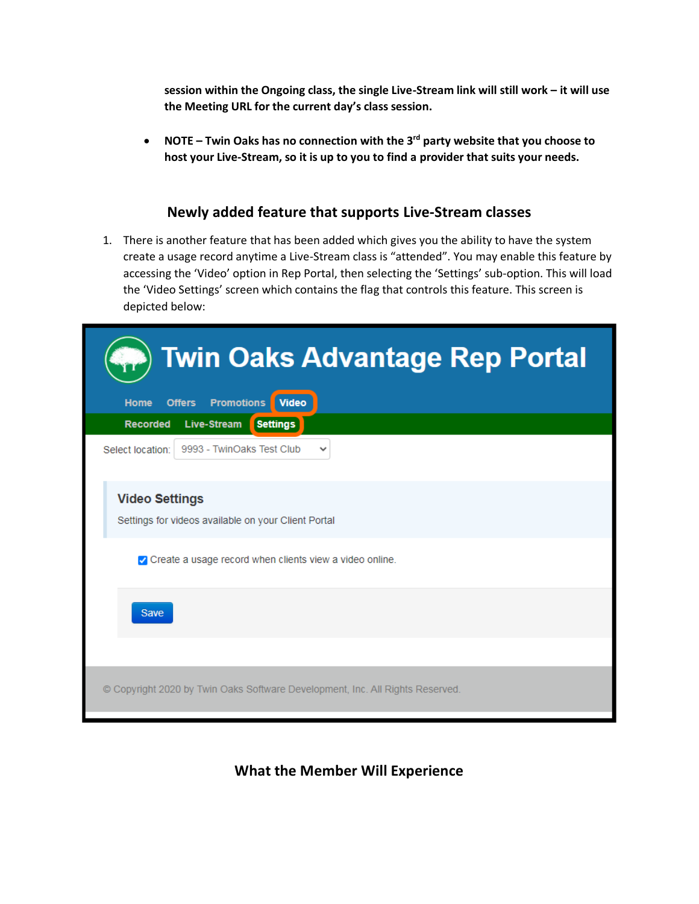session within the Ongoing class, the single Live-Stream link will still work – it will use the Meeting URL for the current day's class session.**

- **NOTE – Twin Oaks has no connection with the 3rd party website that you choose to host your Live-Stream, so it is up to you to find a provider that suits your needs.**

## Newly added feature that supports Live-Stream classes

1. There is another feature that has been added which gives you the ability to have the system create a usage record anytime a Live-Stream class is "attended". You may enable this feature by accessing the 'Video' option in Rep Portal, then selecting the 'Settings' sub-option. This will load the 'Video Settings' screen which contains the flag that controls this feature. This screen is depicted below:

Twin Oaks Advantage Rep Portal

Home Offers Promotions Video

Recorded Live-Stream Settings

Select location: 9993 - TwinOaks Test Club

**Video Settings**

Settings for videos available on your Client Portal

☑ Create a usage record when clients view a video online.

Save

© Copyright 2020 by Twin Oaks Software Development, Inc. All Rights Reserved.

## What the Member Will Experience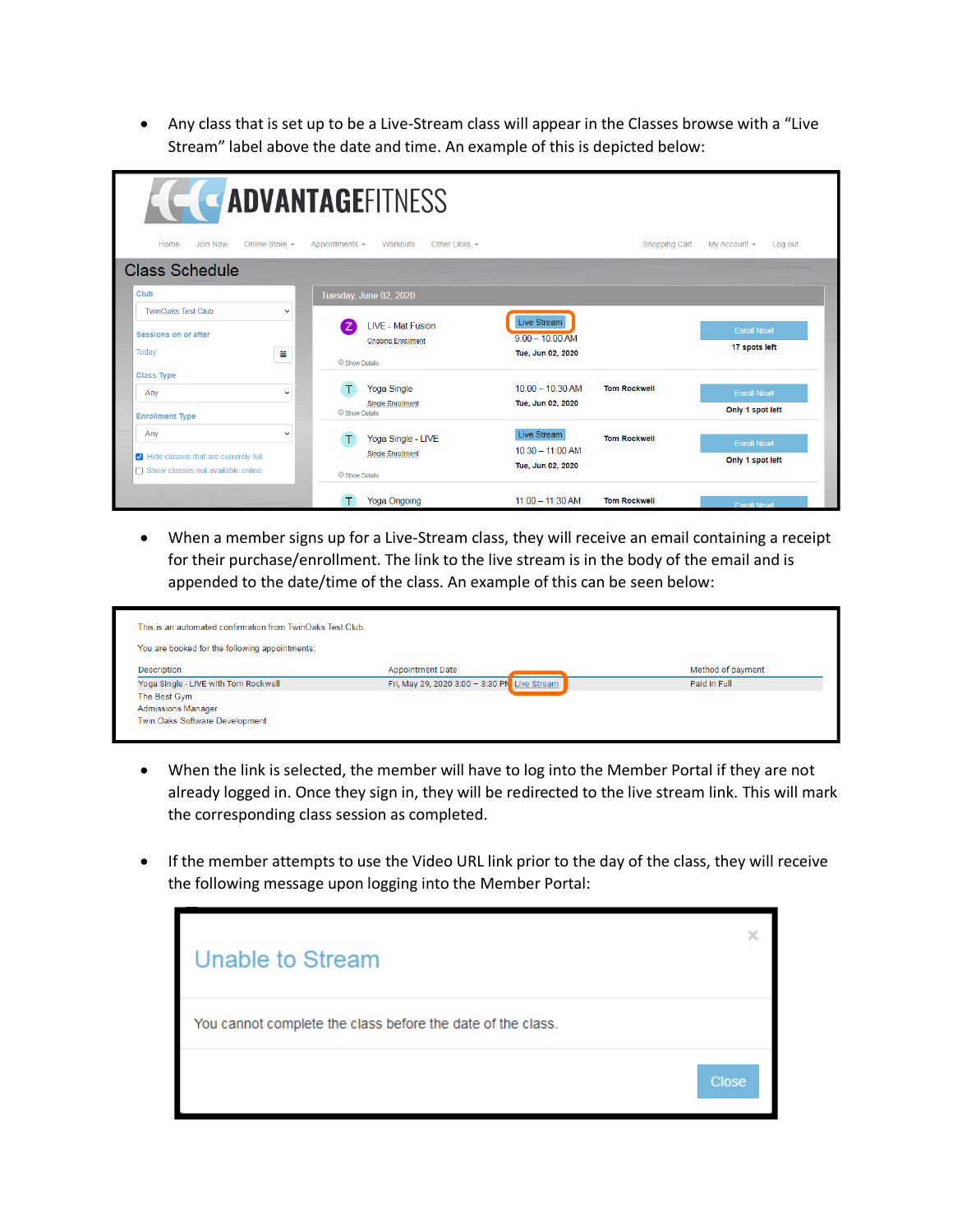- Any class that is set up to be a Live-Stream class will appear in the Classes browse with a “Live Stream” label above the date and time. An example of this is depicted below:

- When a member signs up for a Live-Stream class, they will receive an email containing a receipt for their purchase/enrollment. The link to the live stream is in the body of the email and is appended to the date/time of the class. An example of this can be seen below:

- When the link is selected, the member will have to log into the Member Portal if they are not already logged in. Once they sign in, they will be redirected to the live stream link. This will mark the corresponding class session as completed.

- If the member attempts to use the Video URL link prior to the day of the class, they will receive the following message upon logging into the Member Portal: